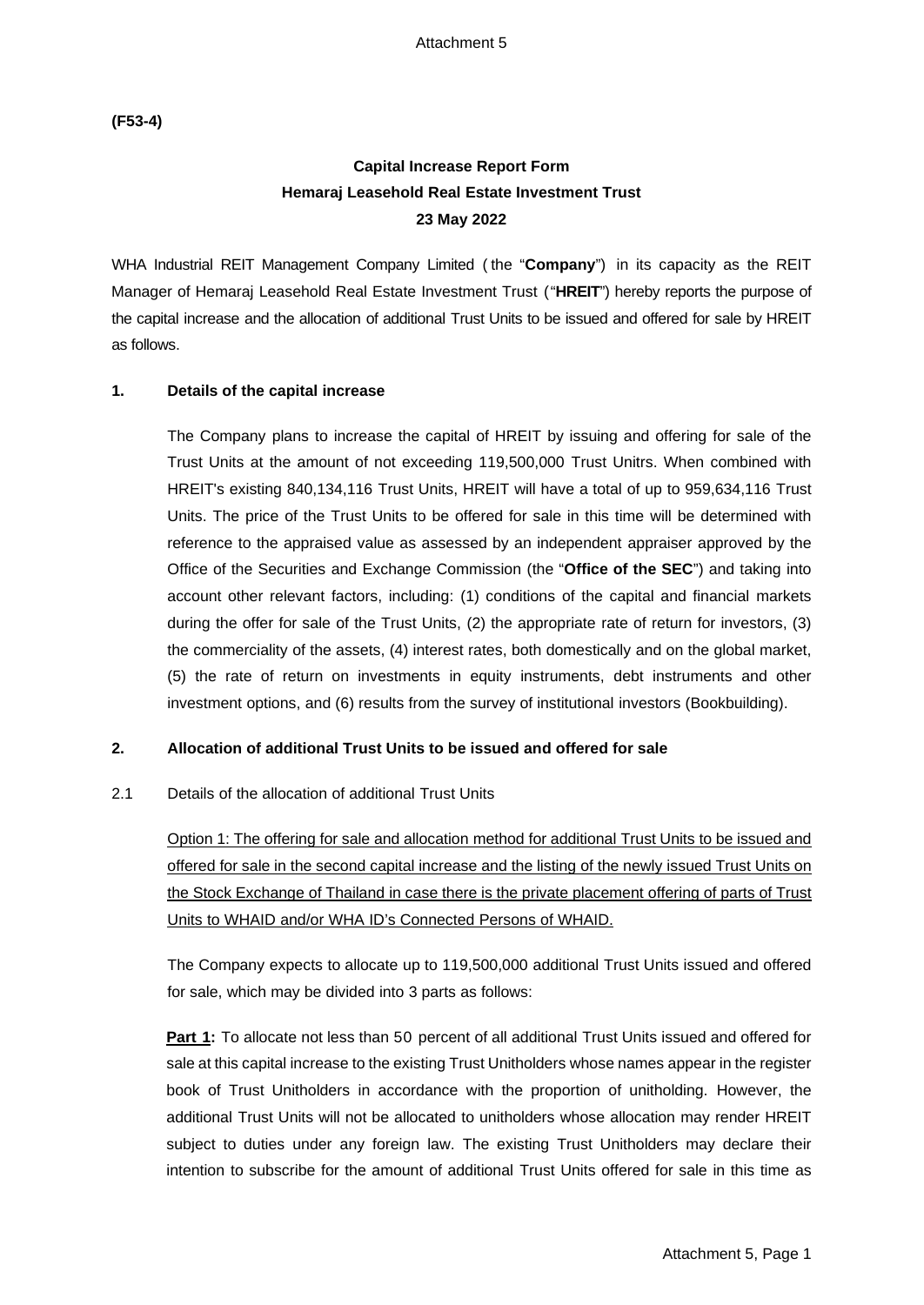Attachment 5

**(F53-4)**

# Capital Increase Report Form
# Hemaraj Leasehold Real Estate Investment Trust
# 23 May 2022

WHA Industrial REIT Management Company Limited (the "**Company**") in its capacity as the REIT Manager of Hemaraj Leasehold Real Estate Investment Trust ("**HREIT**") hereby reports the purpose of the capital increase and the allocation of additional Trust Units to be issued and offered for sale by HREIT as follows.

## 1. Details of the capital increase

The Company plans to increase the capital of HREIT by issuing and offering for sale of the Trust Units at the amount of not exceeding 119,500,000 Trust Unitrs. When combined with HREIT's existing 840,134,116 Trust Units, HREIT will have a total of up to 959,634,116 Trust Units. The price of the Trust Units to be offered for sale in this time will be determined with reference to the appraised value as assessed by an independent appraiser approved by the Office of the Securities and Exchange Commission (the "**Office of the SEC**") and taking into account other relevant factors, including: (1) conditions of the capital and financial markets during the offer for sale of the Trust Units, (2) the appropriate rate of return for investors, (3) the commerciality of the assets, (4) interest rates, both domestically and on the global market, (5) the rate of return on investments in equity instruments, debt instruments and other investment options, and (6) results from the survey of institutional investors (Bookbuilding).

## 2. Allocation of additional Trust Units to be issued and offered for sale

2.1 Details of the allocation of additional Trust Units

<u>Option 1: The offering for sale and allocation method for additional Trust Units to be issued and offered for sale in the second capital increase and the listing of the newly issued Trust Units on the Stock Exchange of Thailand in case there is the private placement offering of parts of Trust Units to WHAID and/or WHA ID's Connected Persons of WHAID.</u>

The Company expects to allocate up to 119,500,000 additional Trust Units issued and offered for sale, which may be divided into 3 parts as follows:

**<u>Part 1</u>:** To allocate not less than 50 percent of all additional Trust Units issued and offered for sale at this capital increase to the existing Trust Unitholders whose names appear in the register book of Trust Unitholders in accordance with the proportion of unitholding. However, the additional Trust Units will not be allocated to unitholders whose allocation may render HREIT subject to duties under any foreign law. The existing Trust Unitholders may declare their intention to subscribe for the amount of additional Trust Units offered for sale in this time as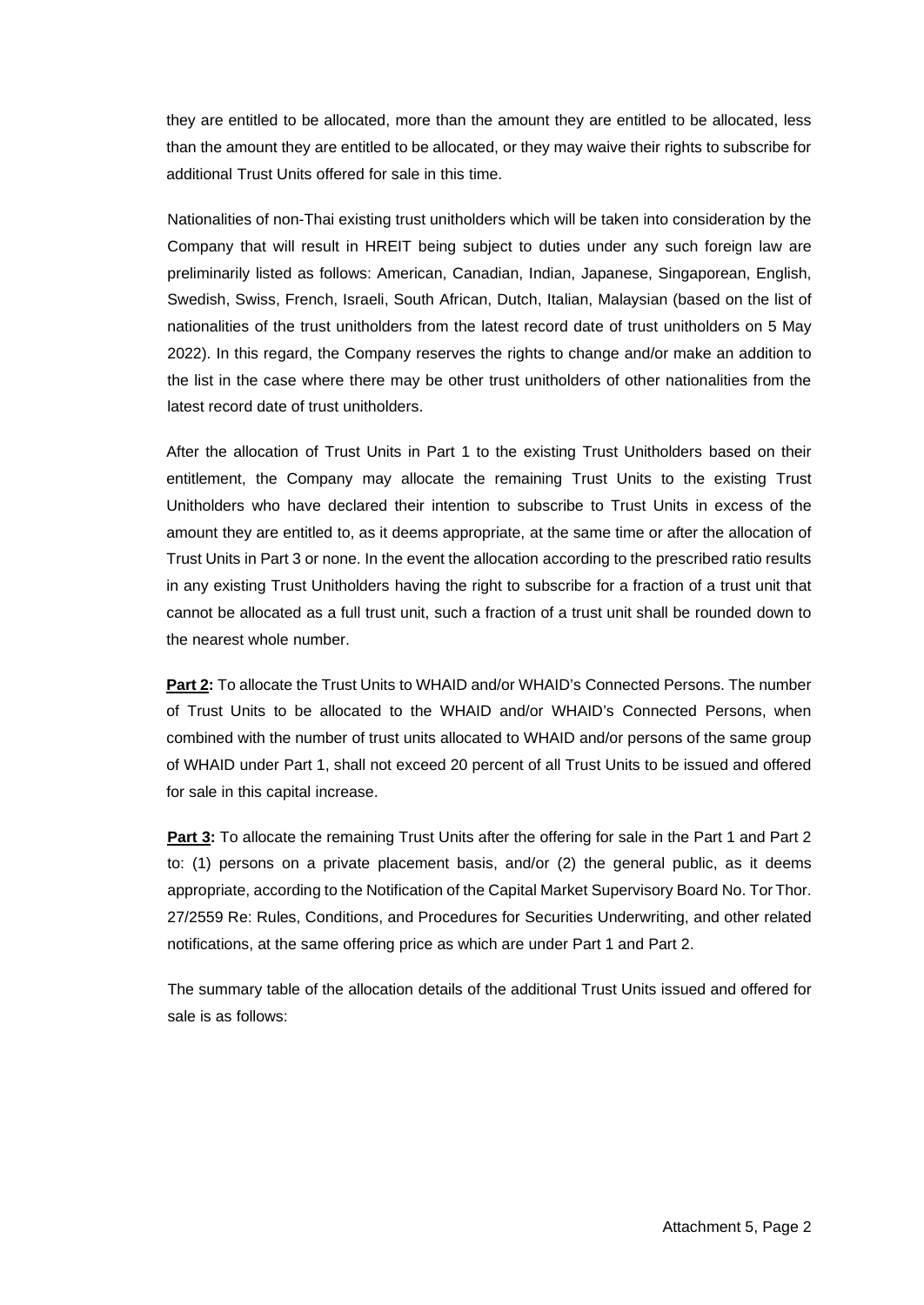they are entitled to be allocated, more than the amount they are entitled to be allocated, less than the amount they are entitled to be allocated, or they may waive their rights to subscribe for additional Trust Units offered for sale in this time.

Nationalities of non-Thai existing trust unitholders which will be taken into consideration by the Company that will result in HREIT being subject to duties under any such foreign law are preliminarily listed as follows: American, Canadian, Indian, Japanese, Singaporean, English, Swedish, Swiss, French, Israeli, South African, Dutch, Italian, Malaysian (based on the list of nationalities of the trust unitholders from the latest record date of trust unitholders on 5 May 2022). In this regard, the Company reserves the rights to change and/or make an addition to the list in the case where there may be other trust unitholders of other nationalities from the latest record date of trust unitholders.

After the allocation of Trust Units in Part 1 to the existing Trust Unitholders based on their entitlement, the Company may allocate the remaining Trust Units to the existing Trust Unitholders who have declared their intention to subscribe to Trust Units in excess of the amount they are entitled to, as it deems appropriate, at the same time or after the allocation of Trust Units in Part 3 or none. In the event the allocation according to the prescribed ratio results in any existing Trust Unitholders having the right to subscribe for a fraction of a trust unit that cannot be allocated as a full trust unit, such a fraction of a trust unit shall be rounded down to the nearest whole number.

**Part 2:** To allocate the Trust Units to WHAID and/or WHAID's Connected Persons. The number of Trust Units to be allocated to the WHAID and/or WHAID's Connected Persons, when combined with the number of trust units allocated to WHAID and/or persons of the same group of WHAID under Part 1, shall not exceed 20 percent of all Trust Units to be issued and offered for sale in this capital increase.

**Part 3:** To allocate the remaining Trust Units after the offering for sale in the Part 1 and Part 2 to: (1) persons on a private placement basis, and/or (2) the general public, as it deems appropriate, according to the Notification of the Capital Market Supervisory Board No. Tor Thor. 27/2559 Re: Rules, Conditions, and Procedures for Securities Underwriting, and other related notifications, at the same offering price as which are under Part 1 and Part 2.

The summary table of the allocation details of the additional Trust Units issued and offered for sale is as follows: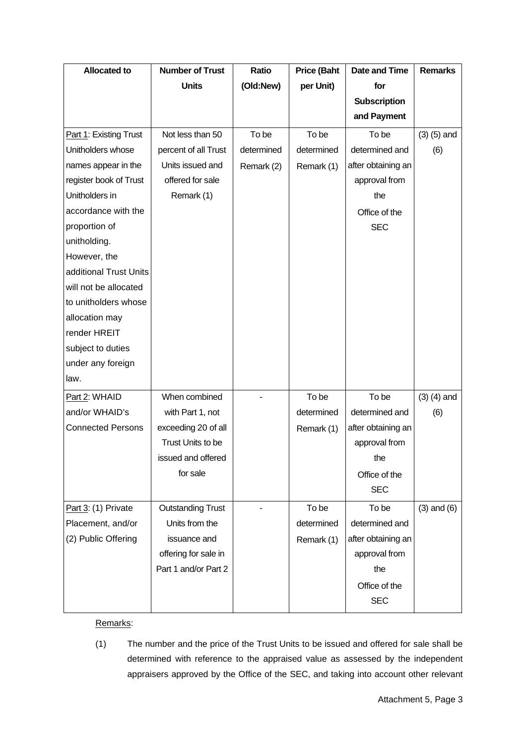| Allocated to | Number of Trust Units | Ratio (Old:New) | Price (Baht per Unit) | Date and Time for Subscription and Payment | Remarks |
|---|---|---|---|---|---|
| Part 1: Existing Trust Unitholders whose names appear in the register book of Trust Unitholders in accordance with the proportion of unitholding. However, the additional Trust Units will not be allocated to unitholders whose allocation may render HREIT subject to duties under any foreign law. | Not less than 50 percent of all Trust Units issued and offered for sale Remark (1) | To be determined Remark (2) | To be determined Remark (1) | To be determined and after obtaining an approval from the Office of the SEC | (3) (5) and (6) |
| Part 2: WHAID and/or WHAID's Connected Persons | When combined with Part 1, not exceeding 20 of all Trust Units to be issued and offered for sale | - | To be determined Remark (1) | To be determined and after obtaining an approval from the Office of the SEC | (3) (4) and (6) |
| Part 3: (1) Private Placement, and/or (2) Public Offering | Outstanding Trust Units from the issuance and offering for sale in Part 1 and/or Part 2 | - | To be determined Remark (1) | To be determined and after obtaining an approval from the Office of the SEC | (3) and (6) |

Remarks:

(1) The number and the price of the Trust Units to be issued and offered for sale shall be determined with reference to the appraised value as assessed by the independent appraisers approved by the Office of the SEC, and taking into account other relevant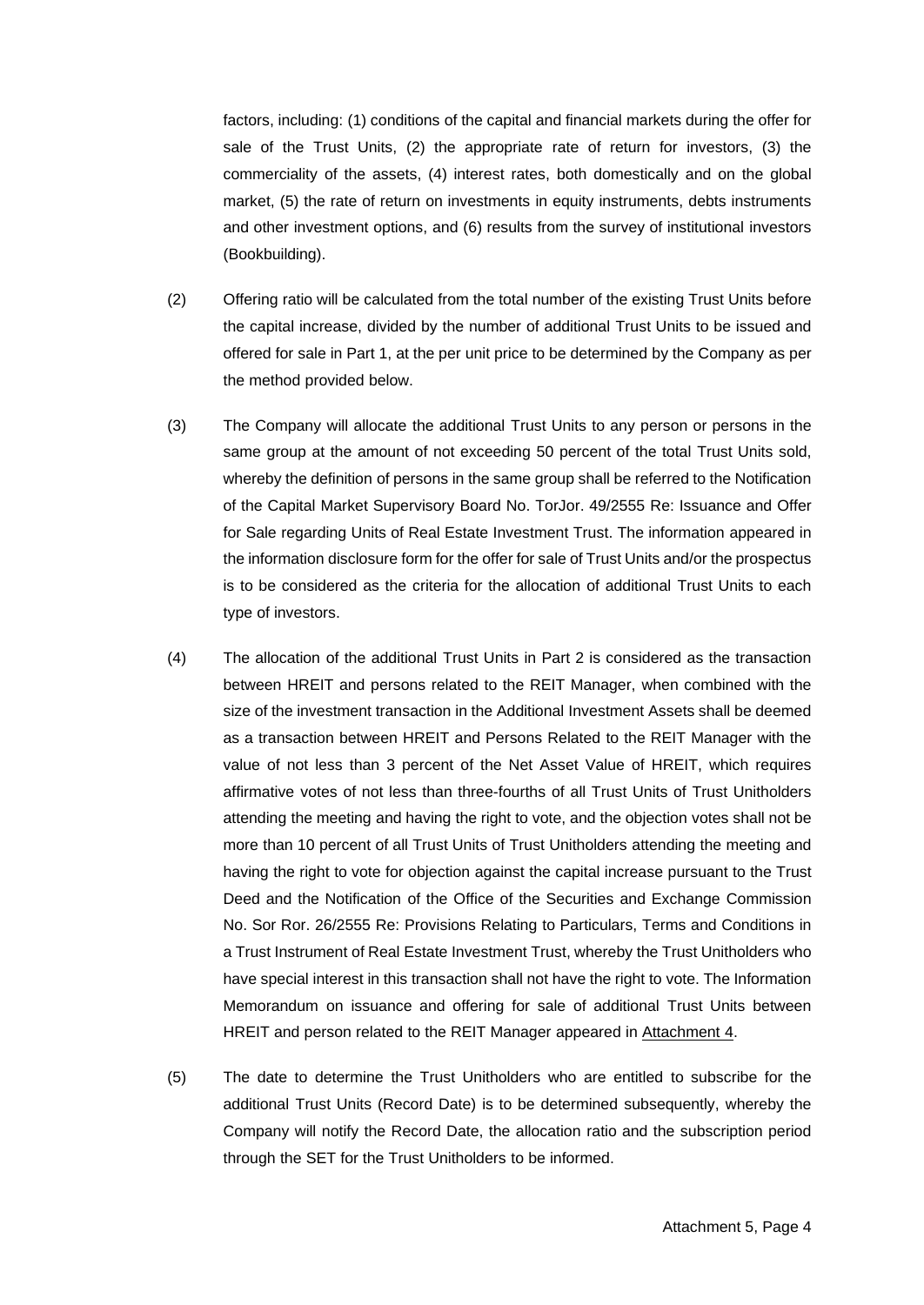factors, including: (1) conditions of the capital and financial markets during the offer for sale of the Trust Units, (2) the appropriate rate of return for investors, (3) the commerciality of the assets, (4) interest rates, both domestically and on the global market, (5) the rate of return on investments in equity instruments, debts instruments and other investment options, and (6) results from the survey of institutional investors (Bookbuilding).

(2) Offering ratio will be calculated from the total number of the existing Trust Units before the capital increase, divided by the number of additional Trust Units to be issued and offered for sale in Part 1, at the per unit price to be determined by the Company as per the method provided below.

(3) The Company will allocate the additional Trust Units to any person or persons in the same group at the amount of not exceeding 50 percent of the total Trust Units sold, whereby the definition of persons in the same group shall be referred to the Notification of the Capital Market Supervisory Board No. TorJor. 49/2555 Re: Issuance and Offer for Sale regarding Units of Real Estate Investment Trust. The information appeared in the information disclosure form for the offer for sale of Trust Units and/or the prospectus is to be considered as the criteria for the allocation of additional Trust Units to each type of investors.

(4) The allocation of the additional Trust Units in Part 2 is considered as the transaction between HREIT and persons related to the REIT Manager, when combined with the size of the investment transaction in the Additional Investment Assets shall be deemed as a transaction between HREIT and Persons Related to the REIT Manager with the value of not less than 3 percent of the Net Asset Value of HREIT, which requires affirmative votes of not less than three-fourths of all Trust Units of Trust Unitholders attending the meeting and having the right to vote, and the objection votes shall not be more than 10 percent of all Trust Units of Trust Unitholders attending the meeting and having the right to vote for objection against the capital increase pursuant to the Trust Deed and the Notification of the Office of the Securities and Exchange Commission No. Sor Ror. 26/2555 Re: Provisions Relating to Particulars, Terms and Conditions in a Trust Instrument of Real Estate Investment Trust, whereby the Trust Unitholders who have special interest in this transaction shall not have the right to vote. The Information Memorandum on issuance and offering for sale of additional Trust Units between HREIT and person related to the REIT Manager appeared in Attachment 4.

(5) The date to determine the Trust Unitholders who are entitled to subscribe for the additional Trust Units (Record Date) is to be determined subsequently, whereby the Company will notify the Record Date, the allocation ratio and the subscription period through the SET for the Trust Unitholders to be informed.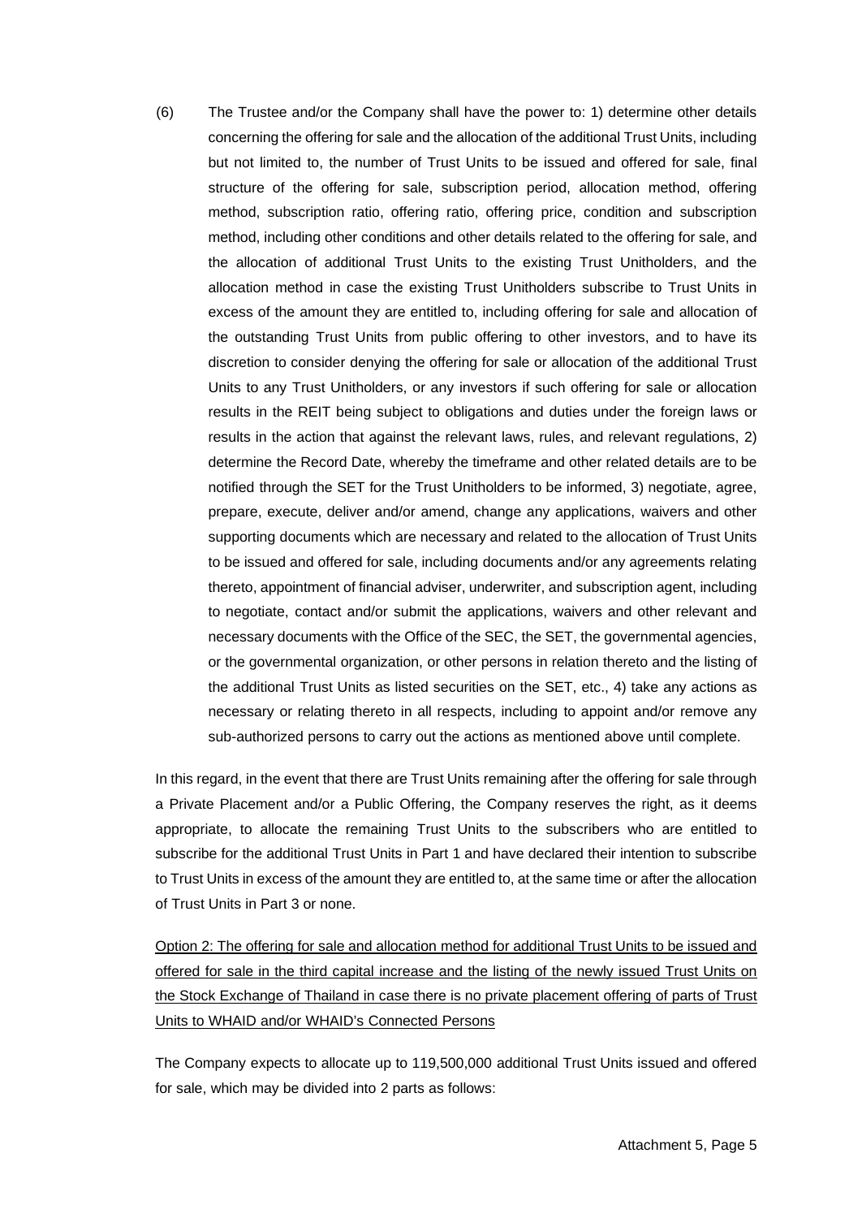(6) The Trustee and/or the Company shall have the power to: 1) determine other details concerning the offering for sale and the allocation of the additional Trust Units, including but not limited to, the number of Trust Units to be issued and offered for sale, final structure of the offering for sale, subscription period, allocation method, offering method, subscription ratio, offering ratio, offering price, condition and subscription method, including other conditions and other details related to the offering for sale, and the allocation of additional Trust Units to the existing Trust Unitholders, and the allocation method in case the existing Trust Unitholders subscribe to Trust Units in excess of the amount they are entitled to, including offering for sale and allocation of the outstanding Trust Units from public offering to other investors, and to have its discretion to consider denying the offering for sale or allocation of the additional Trust Units to any Trust Unitholders, or any investors if such offering for sale or allocation results in the REIT being subject to obligations and duties under the foreign laws or results in the action that against the relevant laws, rules, and relevant regulations, 2) determine the Record Date, whereby the timeframe and other related details are to be notified through the SET for the Trust Unitholders to be informed, 3) negotiate, agree, prepare, execute, deliver and/or amend, change any applications, waivers and other supporting documents which are necessary and related to the allocation of Trust Units to be issued and offered for sale, including documents and/or any agreements relating thereto, appointment of financial adviser, underwriter, and subscription agent, including to negotiate, contact and/or submit the applications, waivers and other relevant and necessary documents with the Office of the SEC, the SET, the governmental agencies, or the governmental organization, or other persons in relation thereto and the listing of the additional Trust Units as listed securities on the SET, etc., 4) take any actions as necessary or relating thereto in all respects, including to appoint and/or remove any sub-authorized persons to carry out the actions as mentioned above until complete.

In this regard, in the event that there are Trust Units remaining after the offering for sale through a Private Placement and/or a Public Offering, the Company reserves the right, as it deems appropriate, to allocate the remaining Trust Units to the subscribers who are entitled to subscribe for the additional Trust Units in Part 1 and have declared their intention to subscribe to Trust Units in excess of the amount they are entitled to, at the same time or after the allocation of Trust Units in Part 3 or none.

<u>Option 2: The offering for sale and allocation method for additional Trust Units to be issued and offered for sale in the third capital increase and the listing of the newly issued Trust Units on the Stock Exchange of Thailand in case there is no private placement offering of parts of Trust Units to WHAID and/or WHAID's Connected Persons</u>

The Company expects to allocate up to 119,500,000 additional Trust Units issued and offered for sale, which may be divided into 2 parts as follows: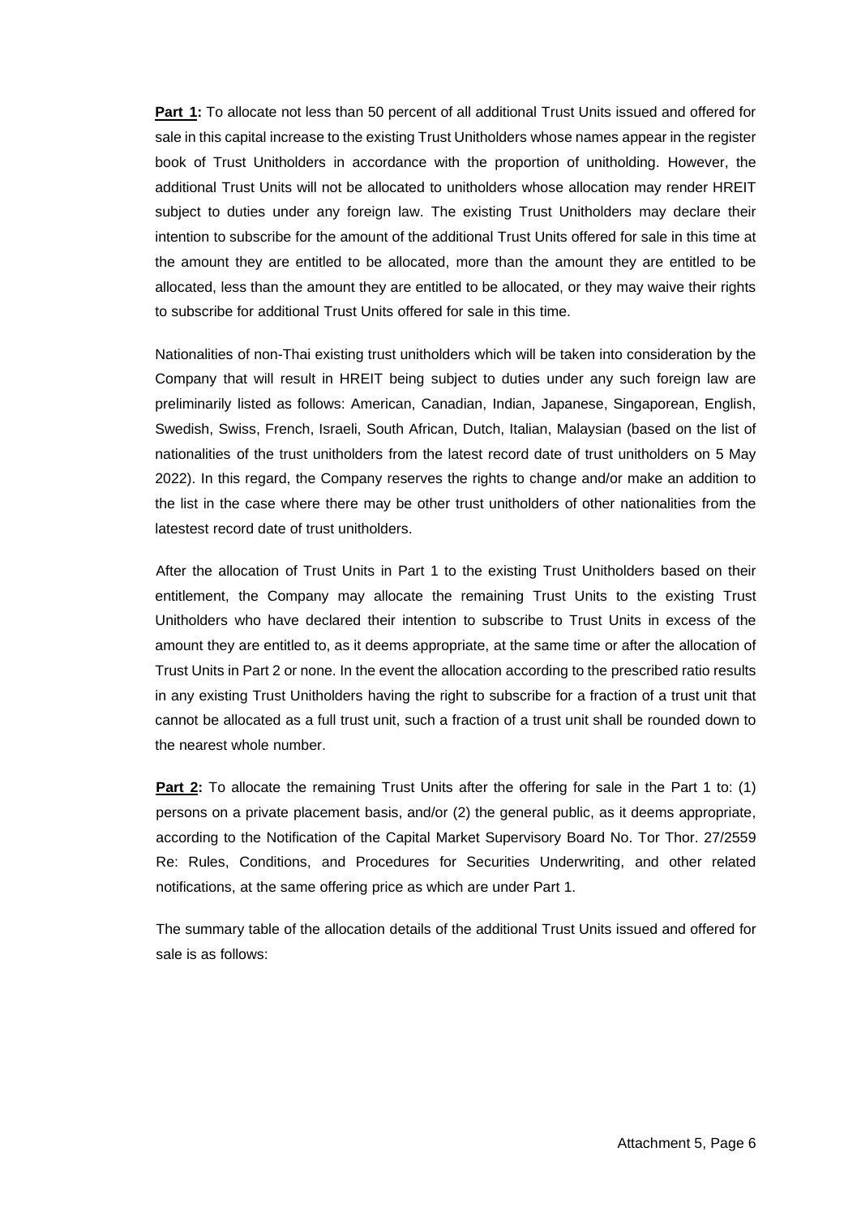**Part 1:** To allocate not less than 50 percent of all additional Trust Units issued and offered for sale in this capital increase to the existing Trust Unitholders whose names appear in the register book of Trust Unitholders in accordance with the proportion of unitholding. However, the additional Trust Units will not be allocated to unitholders whose allocation may render HREIT subject to duties under any foreign law. The existing Trust Unitholders may declare their intention to subscribe for the amount of the additional Trust Units offered for sale in this time at the amount they are entitled to be allocated, more than the amount they are entitled to be allocated, less than the amount they are entitled to be allocated, or they may waive their rights to subscribe for additional Trust Units offered for sale in this time.

Nationalities of non-Thai existing trust unitholders which will be taken into consideration by the Company that will result in HREIT being subject to duties under any such foreign law are preliminarily listed as follows: American, Canadian, Indian, Japanese, Singaporean, English, Swedish, Swiss, French, Israeli, South African, Dutch, Italian, Malaysian (based on the list of nationalities of the trust unitholders from the latest record date of trust unitholders on 5 May 2022). In this regard, the Company reserves the rights to change and/or make an addition to the list in the case where there may be other trust unitholders of other nationalities from the latestest record date of trust unitholders.

After the allocation of Trust Units in Part 1 to the existing Trust Unitholders based on their entitlement, the Company may allocate the remaining Trust Units to the existing Trust Unitholders who have declared their intention to subscribe to Trust Units in excess of the amount they are entitled to, as it deems appropriate, at the same time or after the allocation of Trust Units in Part 2 or none. In the event the allocation according to the prescribed ratio results in any existing Trust Unitholders having the right to subscribe for a fraction of a trust unit that cannot be allocated as a full trust unit, such a fraction of a trust unit shall be rounded down to the nearest whole number.

**Part 2:** To allocate the remaining Trust Units after the offering for sale in the Part 1 to: (1) persons on a private placement basis, and/or (2) the general public, as it deems appropriate, according to the Notification of the Capital Market Supervisory Board No. Tor Thor. 27/2559 Re: Rules, Conditions, and Procedures for Securities Underwriting, and other related notifications, at the same offering price as which are under Part 1.

The summary table of the allocation details of the additional Trust Units issued and offered for sale is as follows: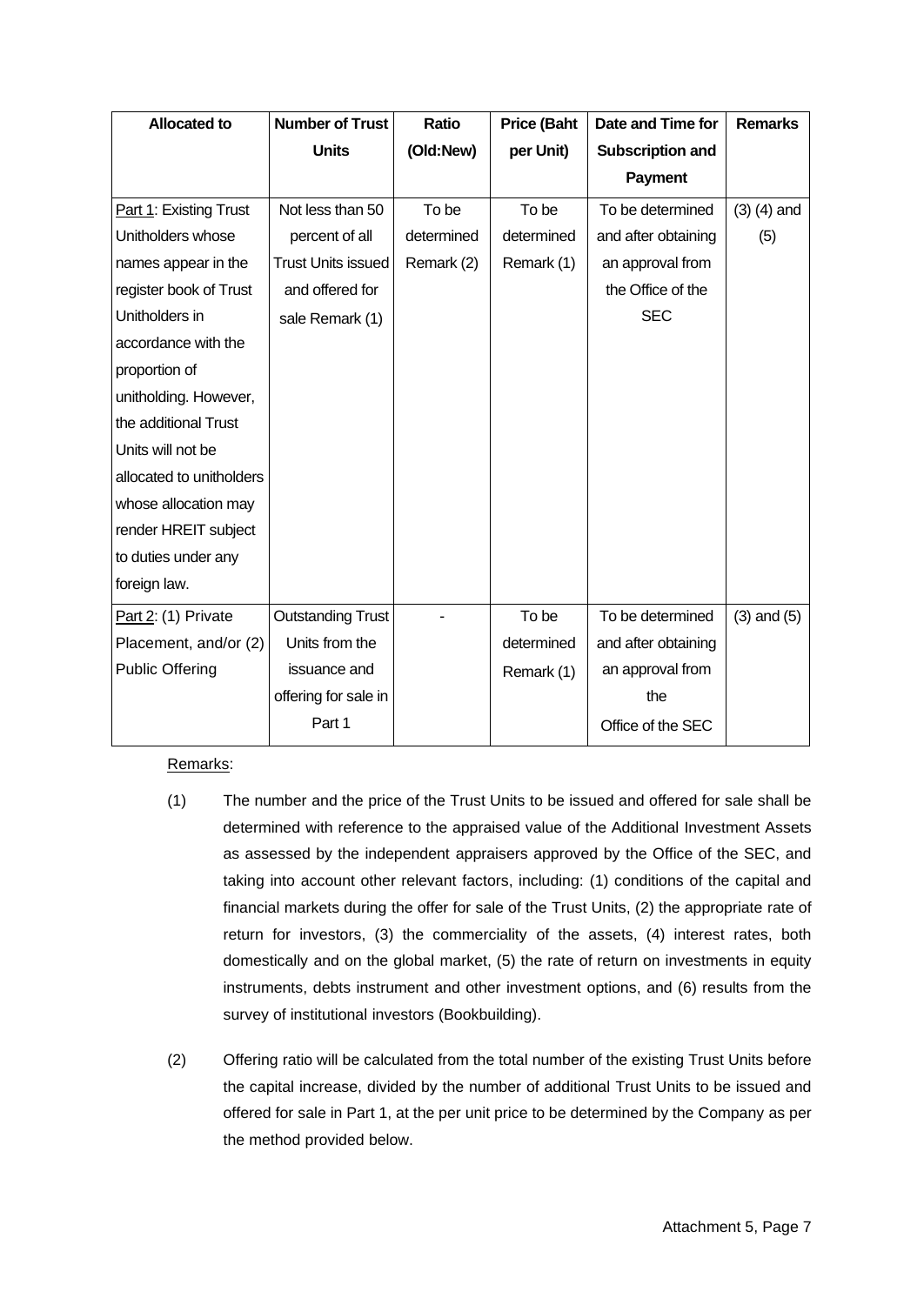| Allocated to | Number of Trust Units | Ratio (Old:New) | Price (Baht per Unit) | Date and Time for Subscription and Payment | Remarks |
|---|---|---|---|---|---|
| Part 1: Existing Trust Unitholders whose names appear in the register book of Trust Unitholders in accordance with the proportion of unitholding. However, the additional Trust Units will not be allocated to unitholders whose allocation may render HREIT subject to duties under any foreign law. | Not less than 50 percent of all Trust Units issued and offered for sale Remark (1) | To be determined Remark (2) | To be determined Remark (1) | To be determined and after obtaining an approval from the Office of the SEC | (3) (4) and (5) |
| Part 2: (1) Private Placement, and/or (2) Public Offering | Outstanding Trust Units from the issuance and offering for sale in Part 1 | - | To be determined Remark (1) | To be determined and after obtaining an approval from the Office of the SEC | (3) and (5) |

Remarks:

(1) The number and the price of the Trust Units to be issued and offered for sale shall be determined with reference to the appraised value of the Additional Investment Assets as assessed by the independent appraisers approved by the Office of the SEC, and taking into account other relevant factors, including: (1) conditions of the capital and financial markets during the offer for sale of the Trust Units, (2) the appropriate rate of return for investors, (3) the commerciality of the assets, (4) interest rates, both domestically and on the global market, (5) the rate of return on investments in equity instruments, debts instrument and other investment options, and (6) results from the survey of institutional investors (Bookbuilding).

(2) Offering ratio will be calculated from the total number of the existing Trust Units before the capital increase, divided by the number of additional Trust Units to be issued and offered for sale in Part 1, at the per unit price to be determined by the Company as per the method provided below.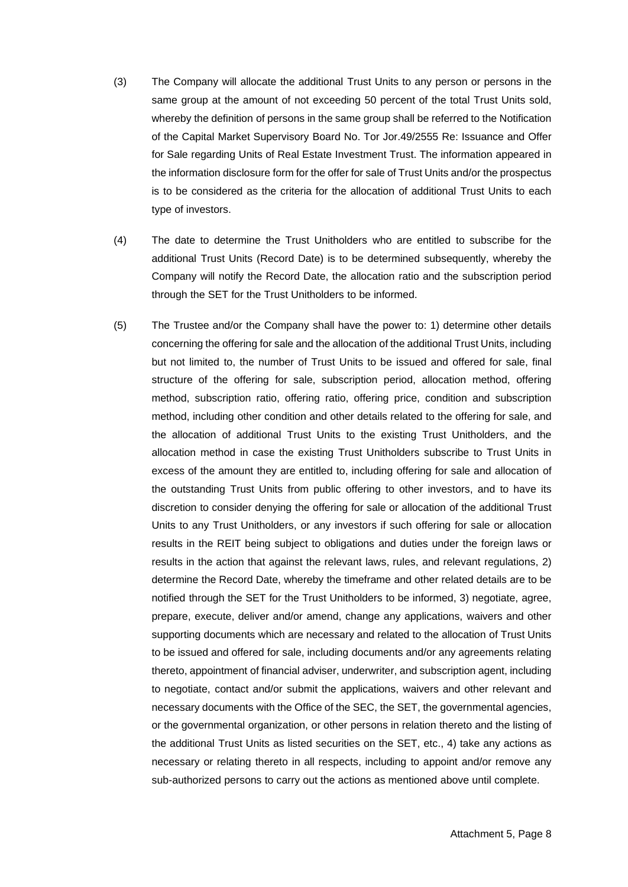(3) The Company will allocate the additional Trust Units to any person or persons in the same group at the amount of not exceeding 50 percent of the total Trust Units sold, whereby the definition of persons in the same group shall be referred to the Notification of the Capital Market Supervisory Board No. Tor Jor.49/2555 Re: Issuance and Offer for Sale regarding Units of Real Estate Investment Trust. The information appeared in the information disclosure form for the offer for sale of Trust Units and/or the prospectus is to be considered as the criteria for the allocation of additional Trust Units to each type of investors.

(4) The date to determine the Trust Unitholders who are entitled to subscribe for the additional Trust Units (Record Date) is to be determined subsequently, whereby the Company will notify the Record Date, the allocation ratio and the subscription period through the SET for the Trust Unitholders to be informed.

(5) The Trustee and/or the Company shall have the power to: 1) determine other details concerning the offering for sale and the allocation of the additional Trust Units, including but not limited to, the number of Trust Units to be issued and offered for sale, final structure of the offering for sale, subscription period, allocation method, offering method, subscription ratio, offering ratio, offering price, condition and subscription method, including other condition and other details related to the offering for sale, and the allocation of additional Trust Units to the existing Trust Unitholders, and the allocation method in case the existing Trust Unitholders subscribe to Trust Units in excess of the amount they are entitled to, including offering for sale and allocation of the outstanding Trust Units from public offering to other investors, and to have its discretion to consider denying the offering for sale or allocation of the additional Trust Units to any Trust Unitholders, or any investors if such offering for sale or allocation results in the REIT being subject to obligations and duties under the foreign laws or results in the action that against the relevant laws, rules, and relevant regulations, 2) determine the Record Date, whereby the timeframe and other related details are to be notified through the SET for the Trust Unitholders to be informed, 3) negotiate, agree, prepare, execute, deliver and/or amend, change any applications, waivers and other supporting documents which are necessary and related to the allocation of Trust Units to be issued and offered for sale, including documents and/or any agreements relating thereto, appointment of financial adviser, underwriter, and subscription agent, including to negotiate, contact and/or submit the applications, waivers and other relevant and necessary documents with the Office of the SEC, the SET, the governmental agencies, or the governmental organization, or other persons in relation thereto and the listing of the additional Trust Units as listed securities on the SET, etc., 4) take any actions as necessary or relating thereto in all respects, including to appoint and/or remove any sub-authorized persons to carry out the actions as mentioned above until complete.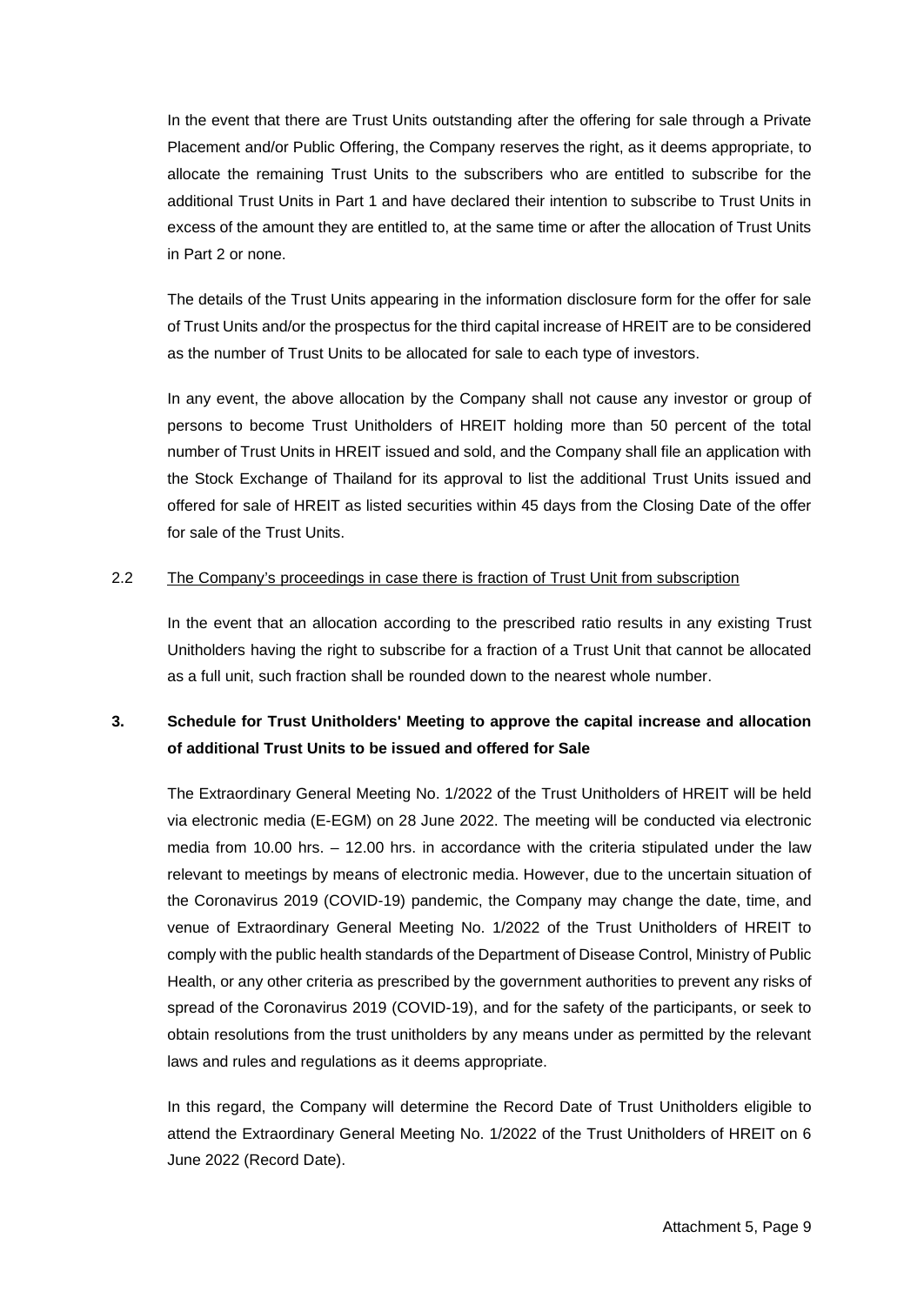In the event that there are Trust Units outstanding after the offering for sale through a Private Placement and/or Public Offering, the Company reserves the right, as it deems appropriate, to allocate the remaining Trust Units to the subscribers who are entitled to subscribe for the additional Trust Units in Part 1 and have declared their intention to subscribe to Trust Units in excess of the amount they are entitled to, at the same time or after the allocation of Trust Units in Part 2 or none.

The details of the Trust Units appearing in the information disclosure form for the offer for sale of Trust Units and/or the prospectus for the third capital increase of HREIT are to be considered as the number of Trust Units to be allocated for sale to each type of investors.

In any event, the above allocation by the Company shall not cause any investor or group of persons to become Trust Unitholders of HREIT holding more than 50 percent of the total number of Trust Units in HREIT issued and sold, and the Company shall file an application with the Stock Exchange of Thailand for its approval to list the additional Trust Units issued and offered for sale of HREIT as listed securities within 45 days from the Closing Date of the offer for sale of the Trust Units.

2.2 The Company's proceedings in case there is fraction of Trust Unit from subscription

In the event that an allocation according to the prescribed ratio results in any existing Trust Unitholders having the right to subscribe for a fraction of a Trust Unit that cannot be allocated as a full unit, such fraction shall be rounded down to the nearest whole number.

## 3. Schedule for Trust Unitholders' Meeting to approve the capital increase and allocation of additional Trust Units to be issued and offered for Sale

The Extraordinary General Meeting No. 1/2022 of the Trust Unitholders of HREIT will be held via electronic media (E-EGM) on 28 June 2022. The meeting will be conducted via electronic media from 10.00 hrs. – 12.00 hrs. in accordance with the criteria stipulated under the law relevant to meetings by means of electronic media. However, due to the uncertain situation of the Coronavirus 2019 (COVID-19) pandemic, the Company may change the date, time, and venue of Extraordinary General Meeting No. 1/2022 of the Trust Unitholders of HREIT to comply with the public health standards of the Department of Disease Control, Ministry of Public Health, or any other criteria as prescribed by the government authorities to prevent any risks of spread of the Coronavirus 2019 (COVID-19), and for the safety of the participants, or seek to obtain resolutions from the trust unitholders by any means under as permitted by the relevant laws and rules and regulations as it deems appropriate.

In this regard, the Company will determine the Record Date of Trust Unitholders eligible to attend the Extraordinary General Meeting No. 1/2022 of the Trust Unitholders of HREIT on 6 June 2022 (Record Date).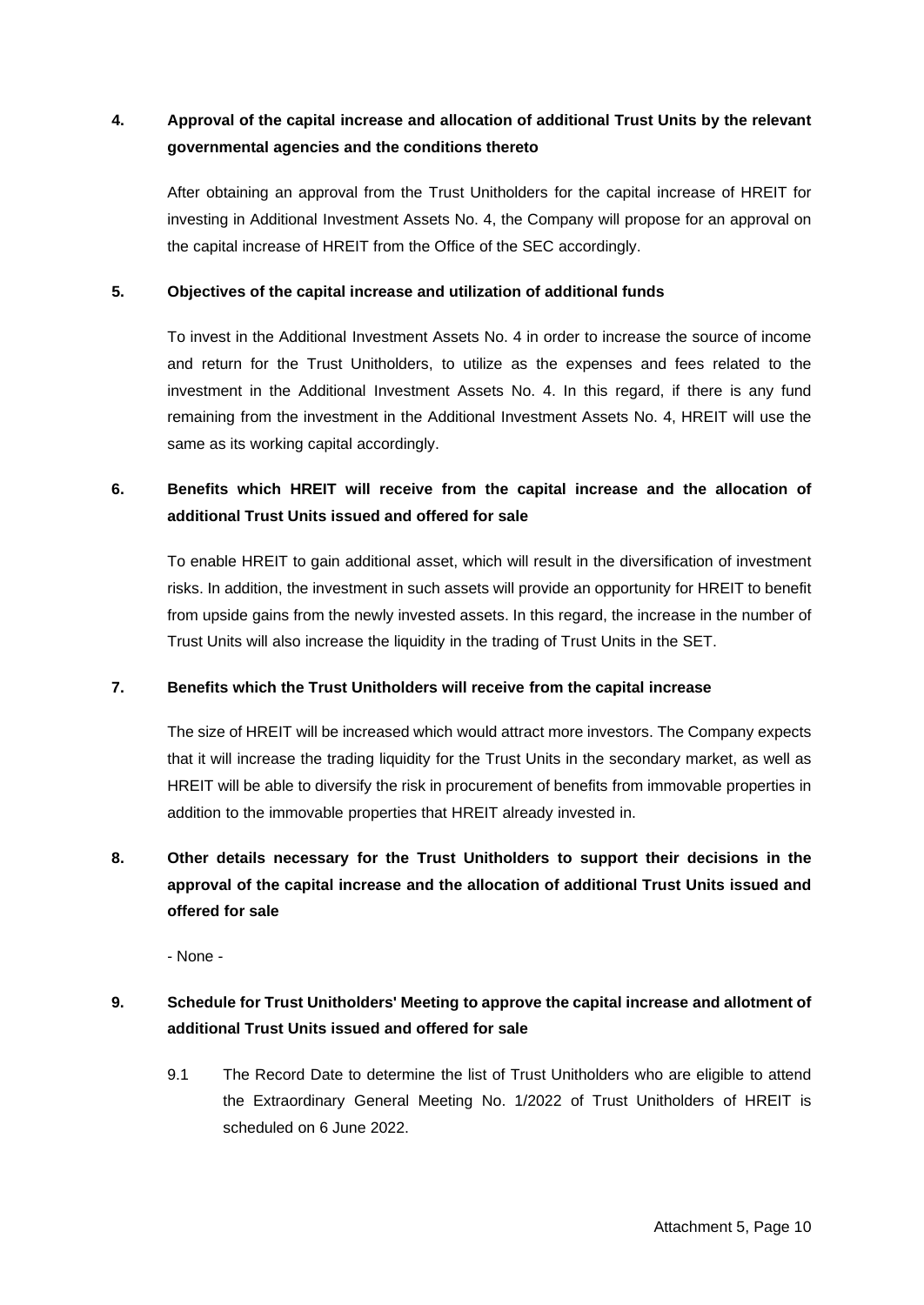**4. Approval of the capital increase and allocation of additional Trust Units by the relevant governmental agencies and the conditions thereto**

After obtaining an approval from the Trust Unitholders for the capital increase of HREIT for investing in Additional Investment Assets No. 4, the Company will propose for an approval on the capital increase of HREIT from the Office of the SEC accordingly.

**5. Objectives of the capital increase and utilization of additional funds**

To invest in the Additional Investment Assets No. 4 in order to increase the source of income and return for the Trust Unitholders, to utilize as the expenses and fees related to the investment in the Additional Investment Assets No. 4. In this regard, if there is any fund remaining from the investment in the Additional Investment Assets No. 4, HREIT will use the same as its working capital accordingly.

**6. Benefits which HREIT will receive from the capital increase and the allocation of additional Trust Units issued and offered for sale**

To enable HREIT to gain additional asset, which will result in the diversification of investment risks. In addition, the investment in such assets will provide an opportunity for HREIT to benefit from upside gains from the newly invested assets. In this regard, the increase in the number of Trust Units will also increase the liquidity in the trading of Trust Units in the SET.

**7. Benefits which the Trust Unitholders will receive from the capital increase**

The size of HREIT will be increased which would attract more investors. The Company expects that it will increase the trading liquidity for the Trust Units in the secondary market, as well as HREIT will be able to diversify the risk in procurement of benefits from immovable properties in addition to the immovable properties that HREIT already invested in.

**8. Other details necessary for the Trust Unitholders to support their decisions in the approval of the capital increase and the allocation of additional Trust Units issued and offered for sale**

- None -

**9. Schedule for Trust Unitholders' Meeting to approve the capital increase and allotment of additional Trust Units issued and offered for sale**

9.1 The Record Date to determine the list of Trust Unitholders who are eligible to attend the Extraordinary General Meeting No. 1/2022 of Trust Unitholders of HREIT is scheduled on 6 June 2022.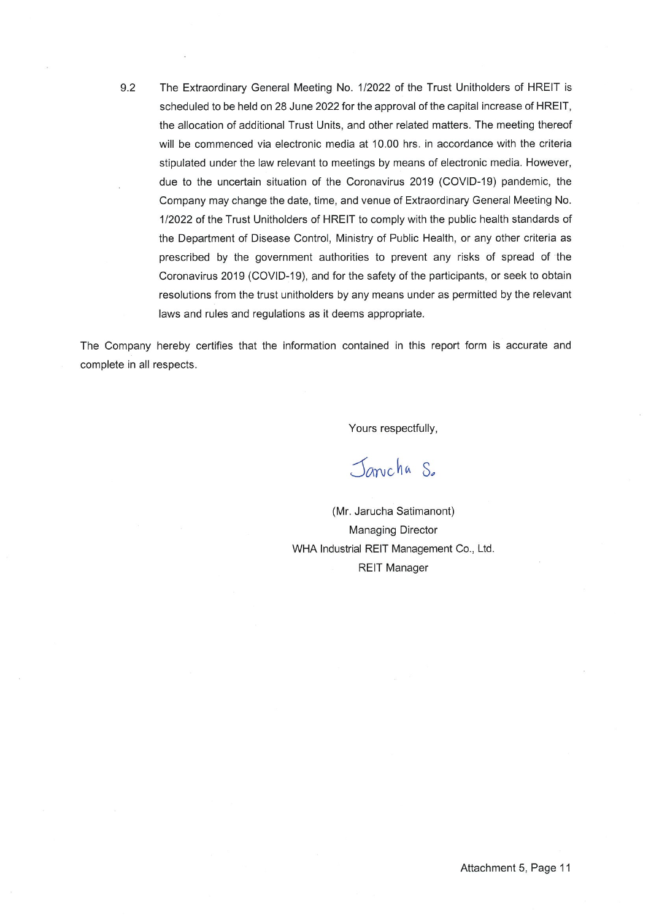9.2 The Extraordinary General Meeting No. 1/2022 of the Trust Unitholders of HREIT is scheduled to be held on 28 June 2022 for the approval of the capital increase of HREIT, the allocation of additional Trust Units, and other related matters. The meeting thereof will be commenced via electronic media at 10.00 hrs. in accordance with the criteria stipulated under the law relevant to meetings by means of electronic media. However, due to the uncertain situation of the Coronavirus 2019 (COVID-19) pandemic, the Company may change the date, time, and venue of Extraordinary General Meeting No. 1/2022 of the Trust Unitholders of HREIT to comply with the public health standards of the Department of Disease Control, Ministry of Public Health, or any other criteria as prescribed by the government authorities to prevent any risks of spread of the Coronavirus 2019 (COVID-19), and for the safety of the participants, or seek to obtain resolutions from the trust unitholders by any means under as permitted by the relevant laws and rules and regulations as it deems appropriate.

The Company hereby certifies that the information contained in this report form is accurate and complete in all respects.

Yours respectfully,

Jarucha S.

(Mr. Jarucha Satimanont)
Managing Director
WHA Industrial REIT Management Co., Ltd.
REIT Manager

Attachment 5, Page 11